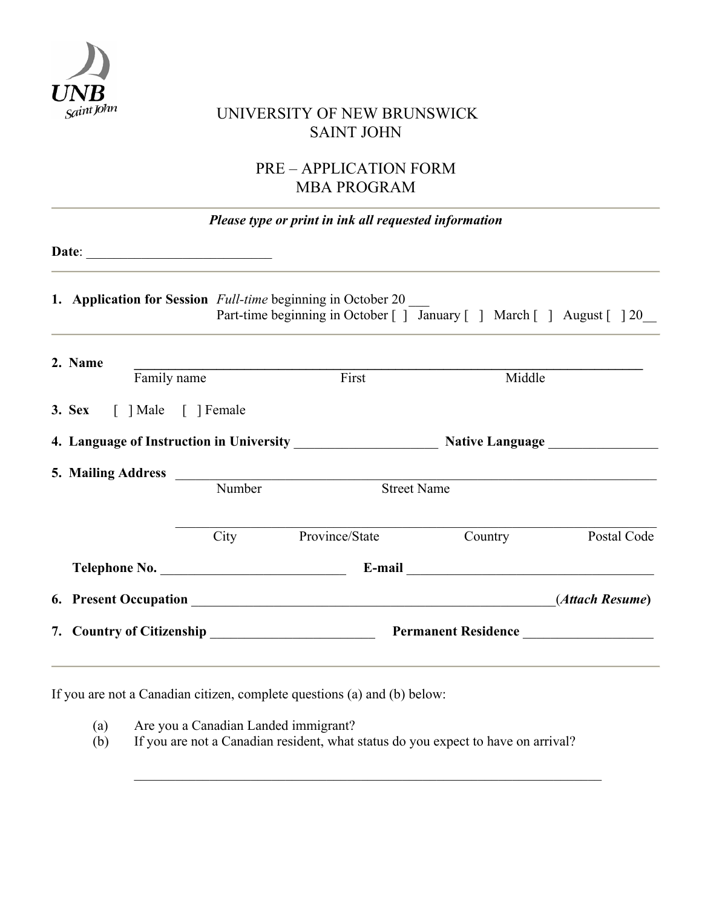UNB Saint John

# UNIVERSITY OF NEW BRUNSWICK
# SAINT JOHN

## PRE – APPLICATION FORM
## MBA PROGRAM

***Please type or print in ink all requested information***

**Date**: ___________________________

**1. Application for Session** *Full-time* beginning in October 20 ___
Part-time beginning in October [ ] January [ ] March [ ] August [ ] 20__

**2. Name** ________________________________________________________________________
Family name First Middle

**3. Sex** [ ] Male [ ] Female

**4. Language of Instruction in University** _____________________ **Native Language** ________________

**5. Mailing Address** ______________________________________________________________________
Number Street Name

______________________________________________________________________
City Province/State Country Postal Code

**Telephone No.** ___________________________ **E-mail** ____________________________________

**6. Present Occupation** ______________________________________________________(***Attach Resume***)

**7. Country of Citizenship** ________________________ **Permanent Residence** ___________________

If you are not a Canadian citizen, complete questions (a) and (b) below:

(a) Are you a Canadian Landed immigrant?
(b) If you are not a Canadian resident, what status do you expect to have on arrival?

______________________________________________________________________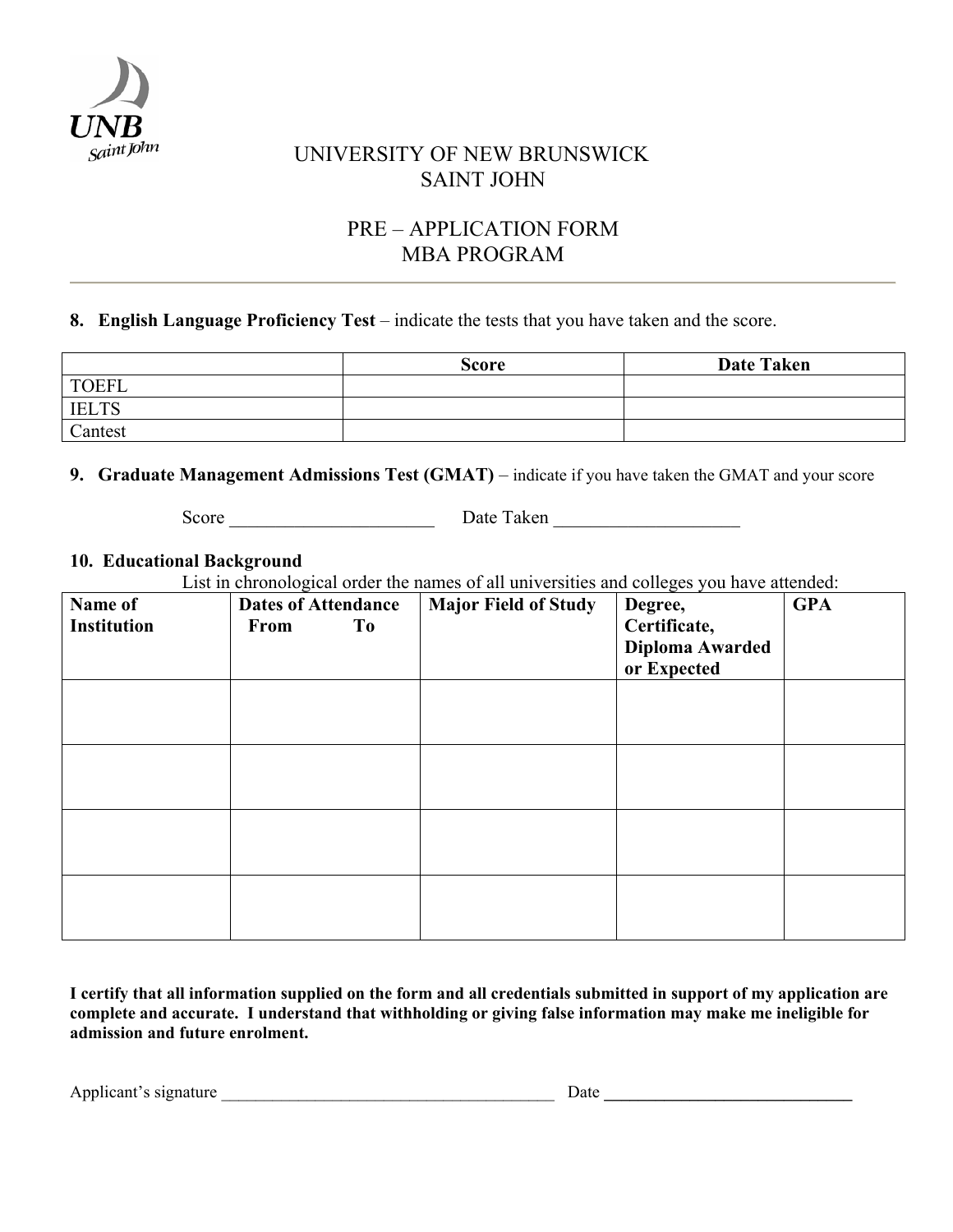# UNIVERSITY OF NEW BRUNSWICK
# SAINT JOHN

## PRE – APPLICATION FORM
## MBA PROGRAM

---

**8. English Language Proficiency Test** – indicate the tests that you have taken and the score.

| | Score | Date Taken |
|---|---|---|
| TOEFL | | |
| IELTS | | |
| Cantest | | |

**9. Graduate Management Admissions Test (GMAT)** – indicate if you have taken the GMAT and your score

Score ______________________ Date Taken ____________________

**10. Educational Background**

List in chronological order the names of all universities and colleges you have attended:

| Name of Institution | Dates of Attendance From To | Major Field of Study | Degree, Certificate, Diploma Awarded or Expected | GPA |
|---|---|---|---|---|
| | | | | |
| | | | | |
| | | | | |
| | | | | |

**I certify that all information supplied on the form and all credentials submitted in support of my application are complete and accurate. I understand that withholding or giving false information may make me ineligible for admission and future enrolment.**

Applicant's signature ________________________________________ Date ______________________________